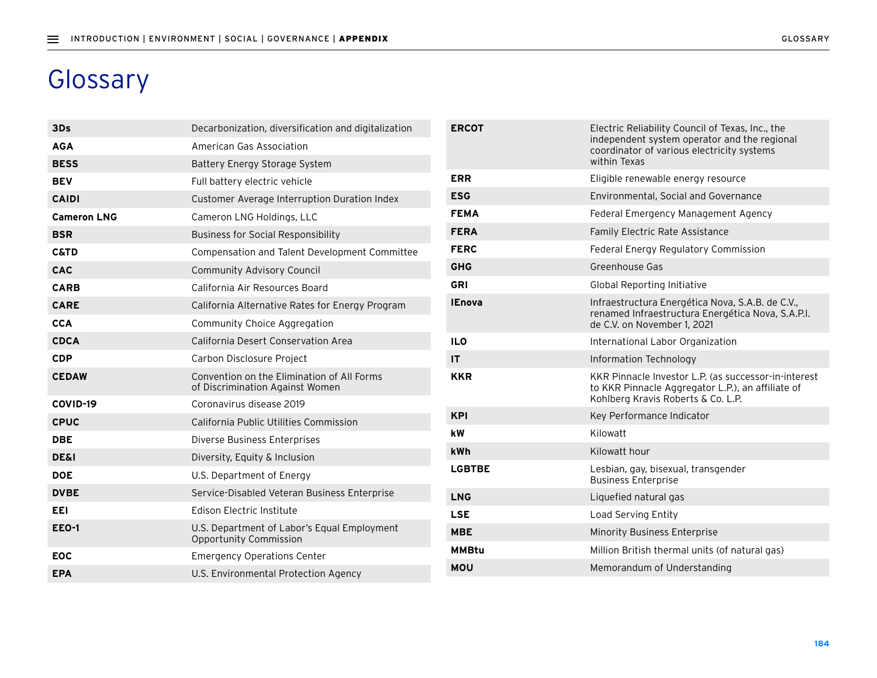# Glossary

| Term | Definition |
|---|---|
| **3Ds** | Decarbonization, diversification and digitalization |
| **AGA** | American Gas Association |
| **BESS** | Battery Energy Storage System |
| **BEV** | Full battery electric vehicle |
| **CAIDI** | Customer Average Interruption Duration Index |
| **Cameron LNG** | Cameron LNG Holdings, LLC |
| **BSR** | Business for Social Responsibility |
| **C&TD** | Compensation and Talent Development Committee |
| **CAC** | Community Advisory Council |
| **CARB** | California Air Resources Board |
| **CARE** | California Alternative Rates for Energy Program |
| **CCA** | Community Choice Aggregation |
| **CDCA** | California Desert Conservation Area |
| **CDP** | Carbon Disclosure Project |
| **CEDAW** | Convention on the Elimination of All Forms of Discrimination Against Women |
| **COVID-19** | Coronavirus disease 2019 |
| **CPUC** | California Public Utilities Commission |
| **DBE** | Diverse Business Enterprises |
| **DE&I** | Diversity, Equity & Inclusion |
| **DOE** | U.S. Department of Energy |
| **DVBE** | Service-Disabled Veteran Business Enterprise |
| **EEI** | Edison Electric Institute |
| **EEO-1** | U.S. Department of Labor's Equal Employment Opportunity Commission |
| **EOC** | Emergency Operations Center |
| **EPA** | U.S. Environmental Protection Agency |
| **ERCOT** | Electric Reliability Council of Texas, Inc., the independent system operator and the regional coordinator of various electricity systems within Texas |
| **ERR** | Eligible renewable energy resource |
| **ESG** | Environmental, Social and Governance |
| **FEMA** | Federal Emergency Management Agency |
| **FERA** | Family Electric Rate Assistance |
| **FERC** | Federal Energy Regulatory Commission |
| **GHG** | Greenhouse Gas |
| **GRI** | Global Reporting Initiative |
| **IEnova** | Infraestructura Energética Nova, S.A.B. de C.V., renamed Infraestructura Energética Nova, S.A.P.I. de C.V. on November 1, 2021 |
| **ILO** | International Labor Organization |
| **IT** | Information Technology |
| **KKR** | KKR Pinnacle Investor L.P. (as successor-in-interest to KKR Pinnacle Aggregator L.P.), an affiliate of Kohlberg Kravis Roberts & Co. L.P. |
| **KPI** | Key Performance Indicator |
| **kW** | Kilowatt |
| **kWh** | Kilowatt hour |
| **LGBTBE** | Lesbian, gay, bisexual, transgender Business Enterprise |
| **LNG** | Liquefied natural gas |
| **LSE** | Load Serving Entity |
| **MBE** | Minority Business Enterprise |
| **MMBtu** | Million British thermal units (of natural gas) |
| **MOU** | Memorandum of Understanding |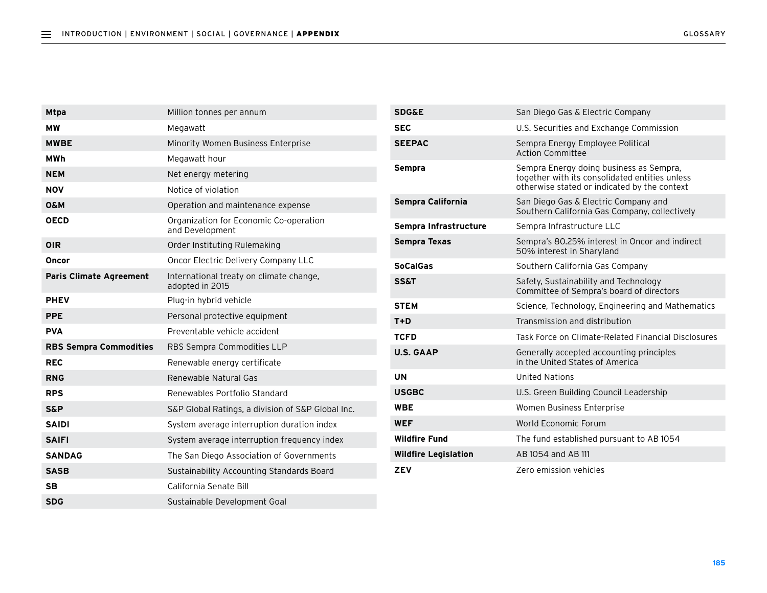| | |
|---|---|
| **Mtpa** | Million tonnes per annum |
| **MW** | Megawatt |
| **MWBE** | Minority Women Business Enterprise |
| **MWh** | Megawatt hour |
| **NEM** | Net energy metering |
| **NOV** | Notice of violation |
| **O&M** | Operation and maintenance expense |
| **OECD** | Organization for Economic Co-operation and Development |
| **OIR** | Order Instituting Rulemaking |
| **Oncor** | Oncor Electric Delivery Company LLC |
| **Paris Climate Agreement** | International treaty on climate change, adopted in 2015 |
| **PHEV** | Plug-in hybrid vehicle |
| **PPE** | Personal protective equipment |
| **PVA** | Preventable vehicle accident |
| **RBS Sempra Commodities** | RBS Sempra Commodities LLP |
| **REC** | Renewable energy certificate |
| **RNG** | Renewable Natural Gas |
| **RPS** | Renewables Portfolio Standard |
| **S&P** | S&P Global Ratings, a division of S&P Global Inc. |
| **SAIDI** | System average interruption duration index |
| **SAIFI** | System average interruption frequency index |
| **SANDAG** | The San Diego Association of Governments |
| **SASB** | Sustainability Accounting Standards Board |
| **SB** | California Senate Bill |
| **SDG** | Sustainable Development Goal |
| **SDG&E** | San Diego Gas & Electric Company |
| **SEC** | U.S. Securities and Exchange Commission |
| **SEEPAC** | Sempra Energy Employee Political Action Committee |
| **Sempra** | Sempra Energy doing business as Sempra, together with its consolidated entities unless otherwise stated or indicated by the context |
| **Sempra California** | San Diego Gas & Electric Company and Southern California Gas Company, collectively |
| **Sempra Infrastructure** | Sempra Infrastructure LLC |
| **Sempra Texas** | Sempra's 80.25% interest in Oncor and indirect 50% interest in Sharyland |
| **SoCalGas** | Southern California Gas Company |
| **SS&T** | Safety, Sustainability and Technology Committee of Sempra's board of directors |
| **STEM** | Science, Technology, Engineering and Mathematics |
| **T+D** | Transmission and distribution |
| **TCFD** | Task Force on Climate-Related Financial Disclosures |
| **U.S. GAAP** | Generally accepted accounting principles in the United States of America |
| **UN** | United Nations |
| **USGBC** | U.S. Green Building Council Leadership |
| **WBE** | Women Business Enterprise |
| **WEF** | World Economic Forum |
| **Wildfire Fund** | The fund established pursuant to AB 1054 |
| **Wildfire Legislation** | AB 1054 and AB 111 |
| **ZEV** | Zero emission vehicles |